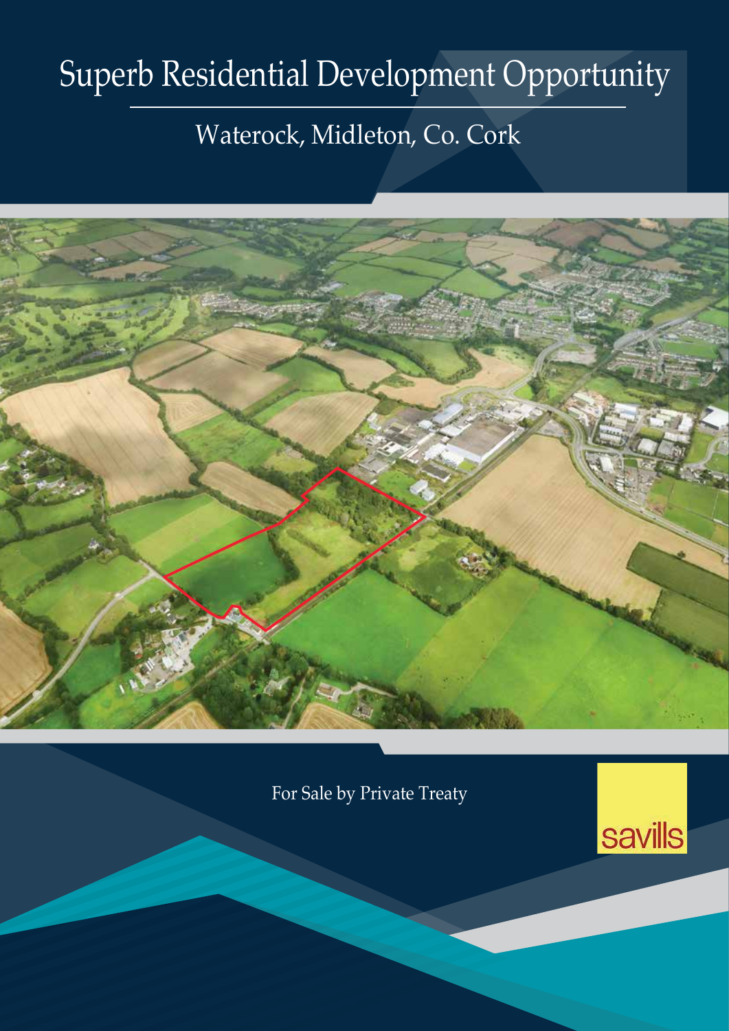# Superb Residential Development Opportunity

## Waterock, Midleton, Co. Cork

For Sale by Private Treaty

savills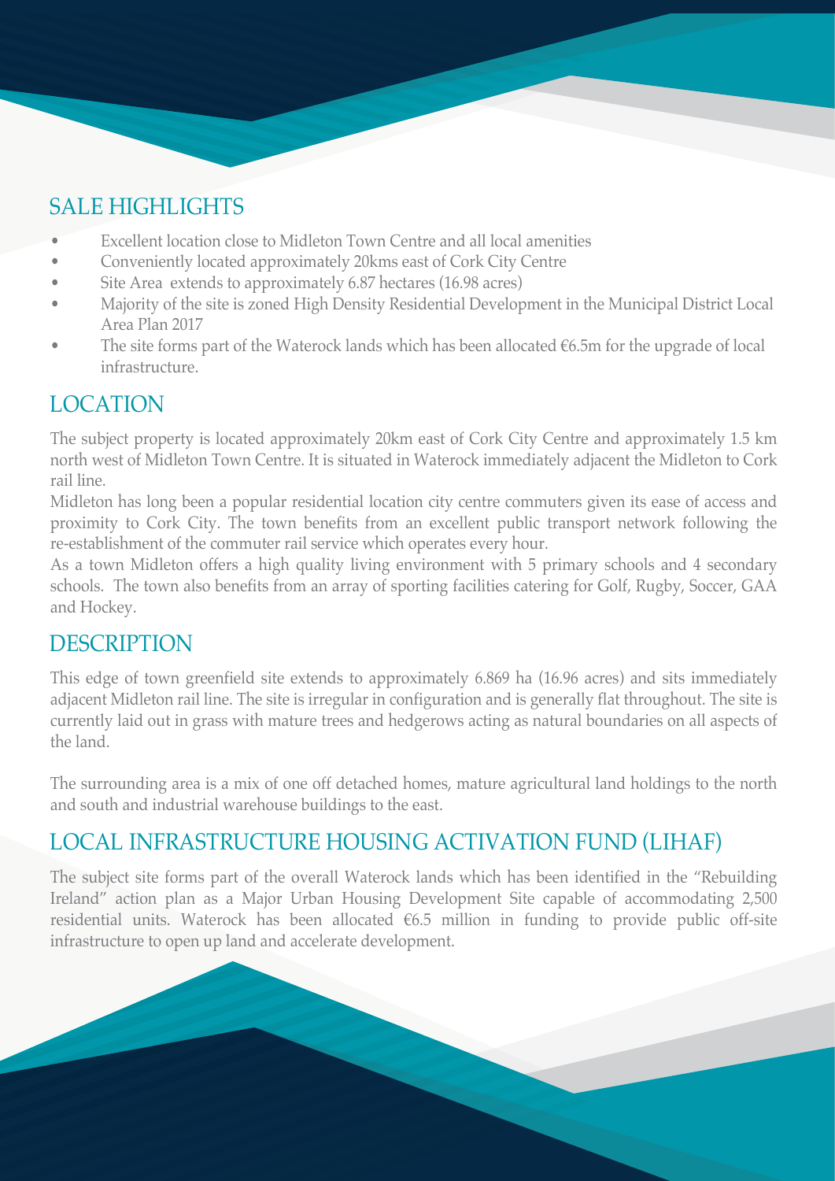## SALE HIGHLIGHTS

- Excellent location close to Midleton Town Centre and all local amenities
- Conveniently located approximately 20kms east of Cork City Centre
- Site Area extends to approximately 6.87 hectares (16.98 acres)
- Majority of the site is zoned High Density Residential Development in the Municipal District Local Area Plan 2017
- The site forms part of the Waterock lands which has been allocated €6.5m for the upgrade of local infrastructure.

## LOCATION

The subject property is located approximately 20km east of Cork City Centre and approximately 1.5 km north west of Midleton Town Centre. It is situated in Waterock immediately adjacent the Midleton to Cork rail line.

Midleton has long been a popular residential location city centre commuters given its ease of access and proximity to Cork City. The town benefits from an excellent public transport network following the re-establishment of the commuter rail service which operates every hour.

As a town Midleton offers a high quality living environment with 5 primary schools and 4 secondary schools. The town also benefits from an array of sporting facilities catering for Golf, Rugby, Soccer, GAA and Hockey.

## DESCRIPTION

This edge of town greenfield site extends to approximately 6.869 ha (16.96 acres) and sits immediately adjacent Midleton rail line. The site is irregular in configuration and is generally flat throughout. The site is currently laid out in grass with mature trees and hedgerows acting as natural boundaries on all aspects of the land.

The surrounding area is a mix of one off detached homes, mature agricultural land holdings to the north and south and industrial warehouse buildings to the east.

## LOCAL INFRASTRUCTURE HOUSING ACTIVATION FUND (LIHAF)

The subject site forms part of the overall Waterock lands which has been identified in the "Rebuilding Ireland" action plan as a Major Urban Housing Development Site capable of accommodating 2,500 residential units. Waterock has been allocated €6.5 million in funding to provide public off-site infrastructure to open up land and accelerate development.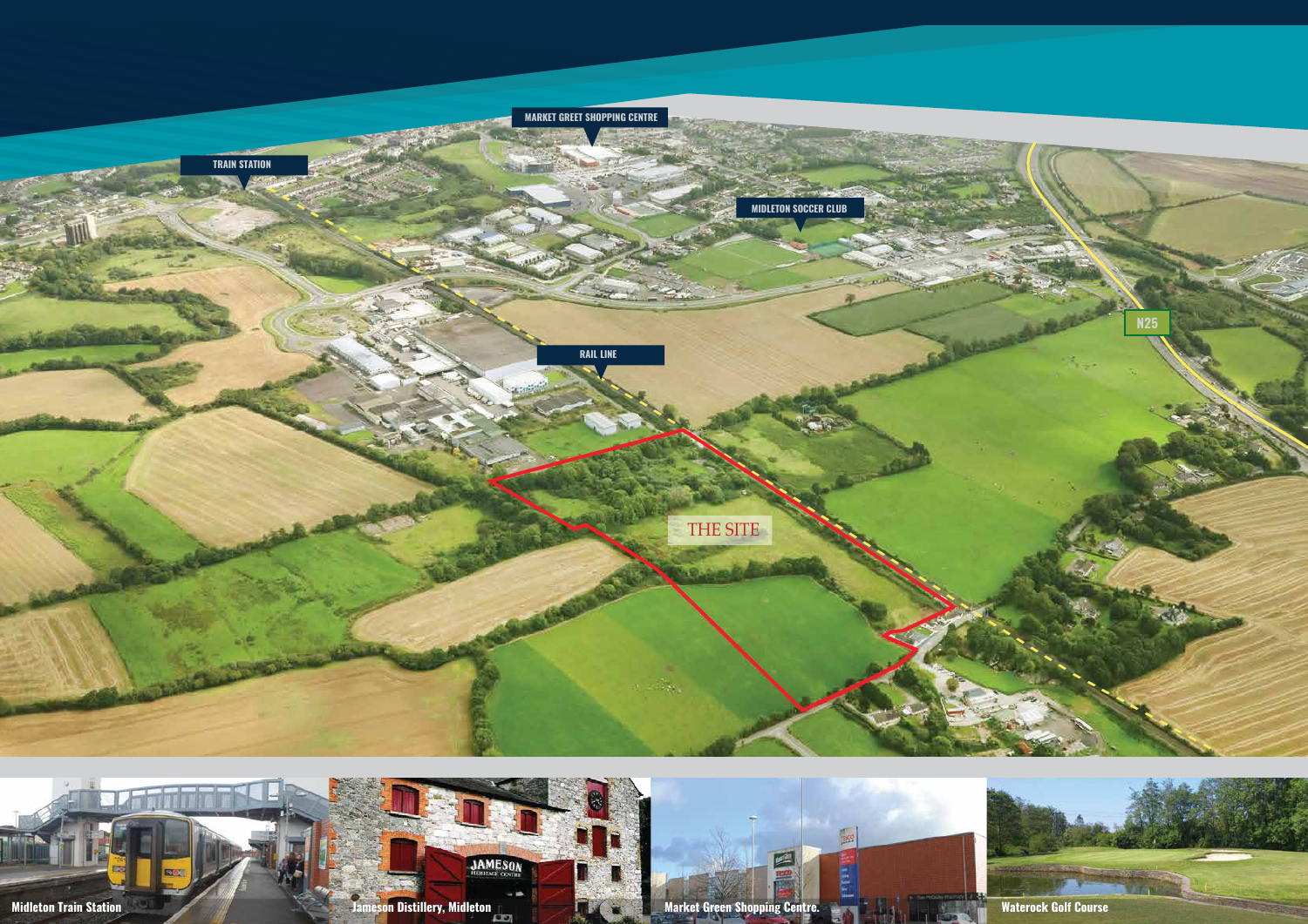MARKET GREET SHOPPING CENTRE

TRAIN STATION

MIDLETON SOCCER CLUB

N25

RAIL LINE

THE SITE

Midleton Train Station

Jameson Distillery, Midleton

Market Green Shopping Centre.

Waterock Golf Course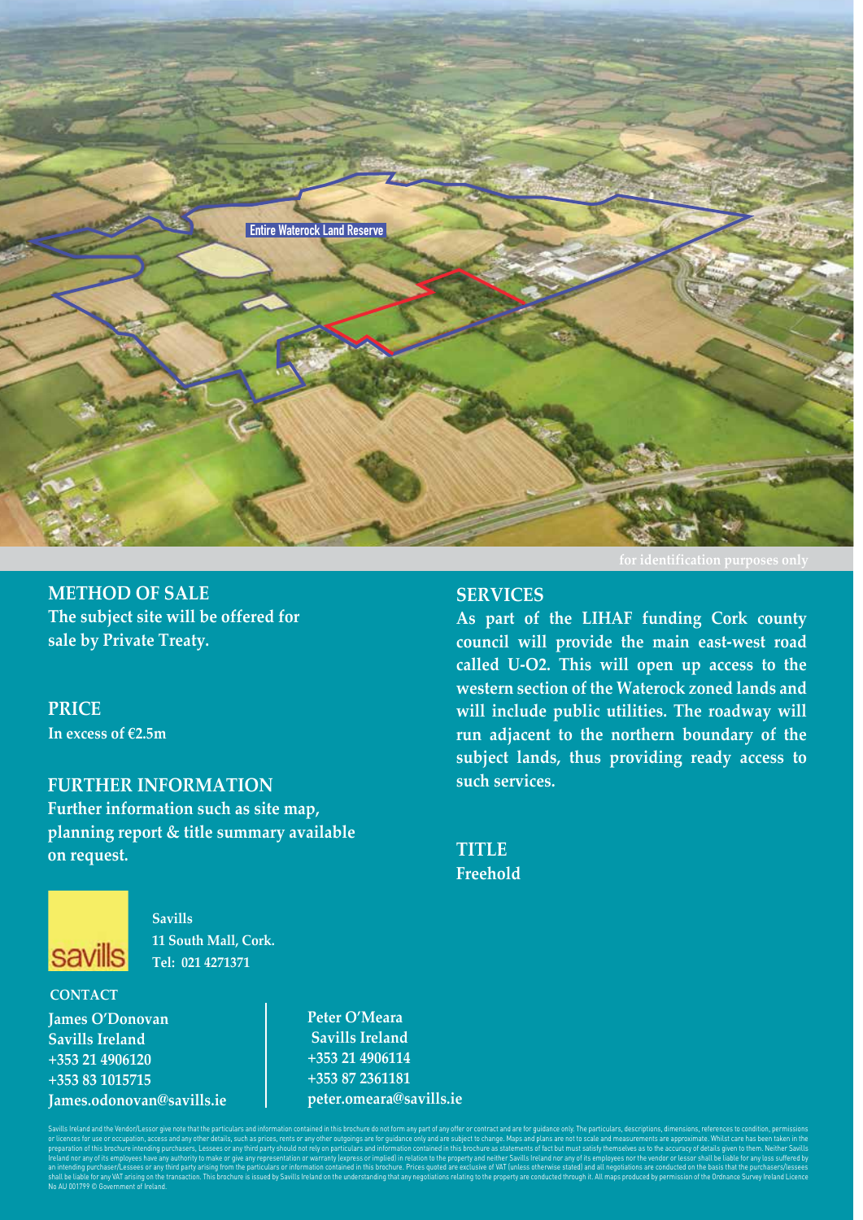Entire Waterock Land Reserve

for identification purposes only

## METHOD OF SALE

**The subject site will be offered for sale by Private Treaty.**

## PRICE

**In excess of €2.5m**

## FURTHER INFORMATION

**Further information such as site map, planning report & title summary available on request.**

## SERVICES

**As part of the LIHAF funding Cork county council will provide the main east-west road called U-O2. This will open up access to the western section of the Waterock zoned lands and will include public utilities. The roadway will run adjacent to the northern boundary of the subject lands, thus providing ready access to such services.**

## TITLE

**Freehold**

**Savills**
**11 South Mall, Cork.**
**Tel: 021 4271371**

### CONTACT

**James O'Donovan**
**Savills Ireland**
**+353 21 4906120**
**+353 83 1015715**
**James.odonovan@savills.ie**

**Peter O'Meara**
**Savills Ireland**
**+353 21 4906114**
**+353 87 2361181**
**peter.omeara@savills.ie**

Savills Ireland and the Vendor/Lessor give note that the particulars and information contained in this brochure do not form any part of any offer or contract and are for guidance only. The particulars, descriptions, dimensions, references to condition, permissions or licences for use or occupation, access and any other details, such as prices, rents or any other outgoings are for guidance only and are subject to change. Maps and plans are not to scale and measurements are approximate. Whilst care has been taken in the preparation of this brochure intending purchasers, Lessees or any third party should not rely on particulars and information contained in this brochure as statements of fact but must satisfy themselves as to the accuracy of details given to them. Neither Savills Ireland nor any of its employees have any authority to make or give any representation or warranty (express or implied) in relation to the property and neither Savills Ireland nor any of its employees nor the vendor or lessor shall be liable for any loss suffered by an intending purchaser/Lessees or any third party arising from the particulars or information contained in this brochure. Prices quoted are exclusive of VAT (unless otherwise stated) and all negotiations are conducted on the basis that the purchasers/lessees shall be liable for any VAT arising on the transaction. This brochure is issued by Savills Ireland on the understanding that any negotiations relating to the property are conducted through it. All maps produced by permission of the Ordnance Survey Ireland Licence No AU 001799 © Government of Ireland.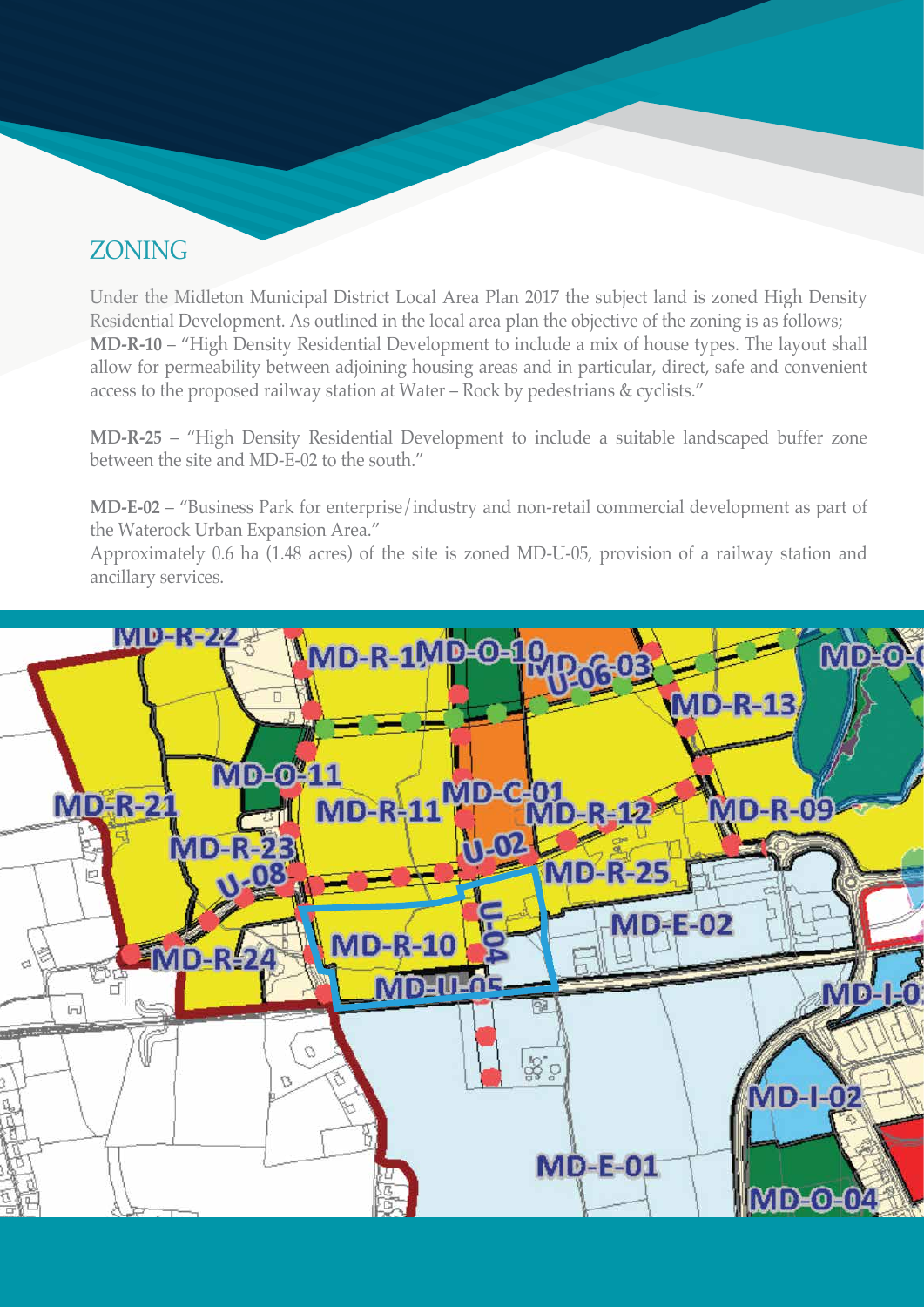## ZONING

Under the Midleton Municipal District Local Area Plan 2017 the subject land is zoned High Density Residential Development. As outlined in the local area plan the objective of the zoning is as follows;
**MD-R-10** – "High Density Residential Development to include a mix of house types. The layout shall allow for permeability between adjoining housing areas and in particular, direct, safe and convenient access to the proposed railway station at Water – Rock by pedestrians & cyclists."

**MD-R-25** – "High Density Residential Development to include a suitable landscaped buffer zone between the site and MD-E-02 to the south."

**MD-E-02** – "Business Park for enterprise/industry and non-retail commercial development as part of the Waterock Urban Expansion Area."
Approximately 0.6 ha (1.48 acres) of the site is zoned MD-U-05, provision of a railway station and ancillary services.